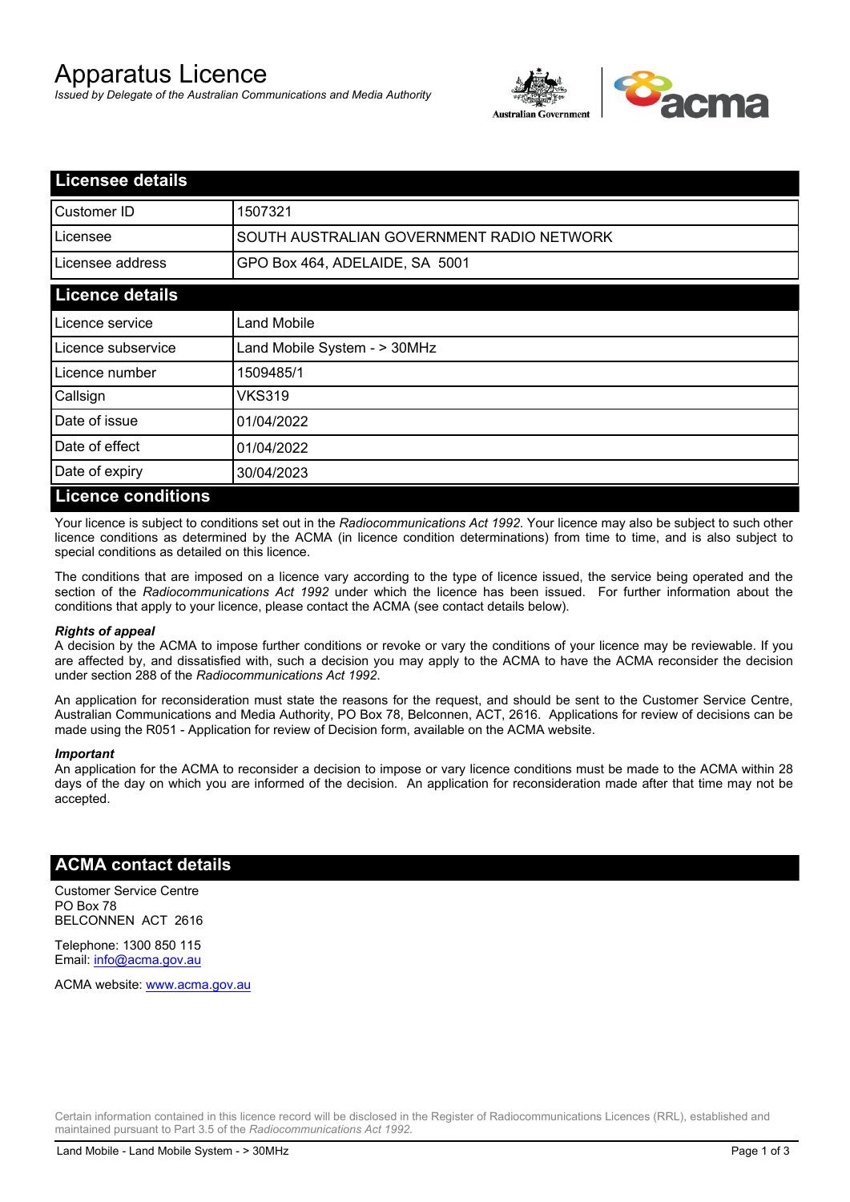# Apparatus Licence

*Issued by Delegate of the Australian Communications and Media Authority*

## Licensee details

| | |
|---|---|
| Customer ID | 1507321 |
| Licensee | SOUTH AUSTRALIAN GOVERNMENT RADIO NETWORK |
| Licensee address | GPO Box 464, ADELAIDE, SA 5001 |

## Licence details

| | |
|---|---|
| Licence service | Land Mobile |
| Licence subservice | Land Mobile System - > 30MHz |
| Licence number | 1509485/1 |
| Callsign | VKS319 |
| Date of issue | 01/04/2022 |
| Date of effect | 01/04/2022 |
| Date of expiry | 30/04/2023 |

## Licence conditions

Your licence is subject to conditions set out in the *Radiocommunications Act 1992*. Your licence may also be subject to such other licence conditions as determined by the ACMA (in licence condition determinations) from time to time, and is also subject to special conditions as detailed on this licence.

The conditions that are imposed on a licence vary according to the type of licence issued, the service being operated and the section of the *Radiocommunications Act 1992* under which the licence has been issued. For further information about the conditions that apply to your licence, please contact the ACMA (see contact details below).

***Rights of appeal***

A decision by the ACMA to impose further conditions or revoke or vary the conditions of your licence may be reviewable. If you are affected by, and dissatisfied with, such a decision you may apply to the ACMA to have the ACMA reconsider the decision under section 288 of the *Radiocommunications Act 1992*.

An application for reconsideration must state the reasons for the request, and should be sent to the Customer Service Centre, Australian Communications and Media Authority, PO Box 78, Belconnen, ACT, 2616. Applications for review of decisions can be made using the R051 - Application for review of Decision form, available on the ACMA website.

***Important***

An application for the ACMA to reconsider a decision to impose or vary licence conditions must be made to the ACMA within 28 days of the day on which you are informed of the decision. An application for reconsideration made after that time may not be accepted.

## ACMA contact details

Customer Service Centre
PO Box 78
BELCONNEN ACT 2616

Telephone: 1300 850 115
Email: info@acma.gov.au

ACMA website: www.acma.gov.au

Certain information contained in this licence record will be disclosed in the Register of Radiocommunications Licences (RRL), established and maintained pursuant to Part 3.5 of the *Radiocommunications Act 1992.*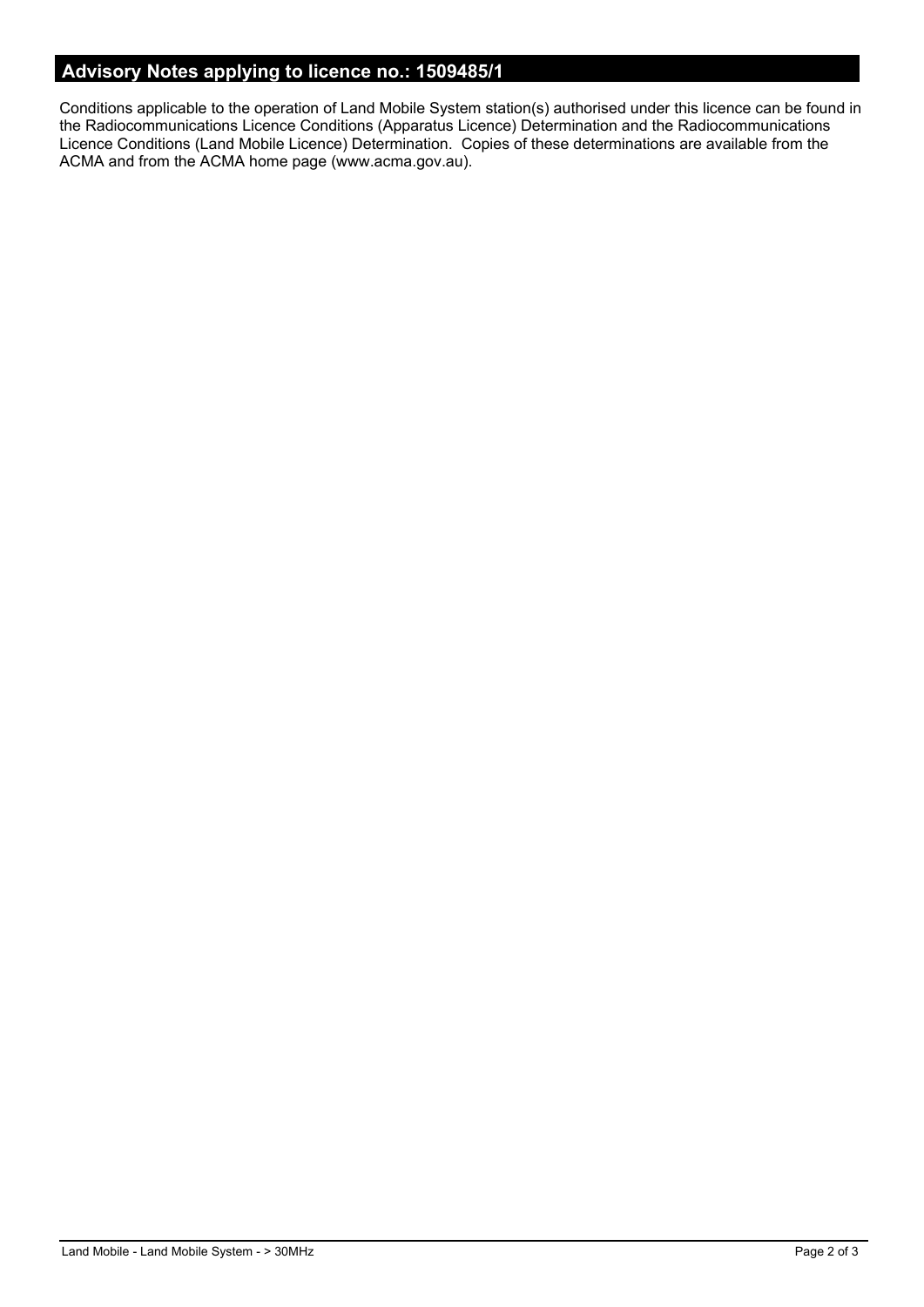## Advisory Notes applying to licence no.: 1509485/1

Conditions applicable to the operation of Land Mobile System station(s) authorised under this licence can be found in the Radiocommunications Licence Conditions (Apparatus Licence) Determination and the Radiocommunications Licence Conditions (Land Mobile Licence) Determination. Copies of these determinations are available from the ACMA and from the ACMA home page (www.acma.gov.au).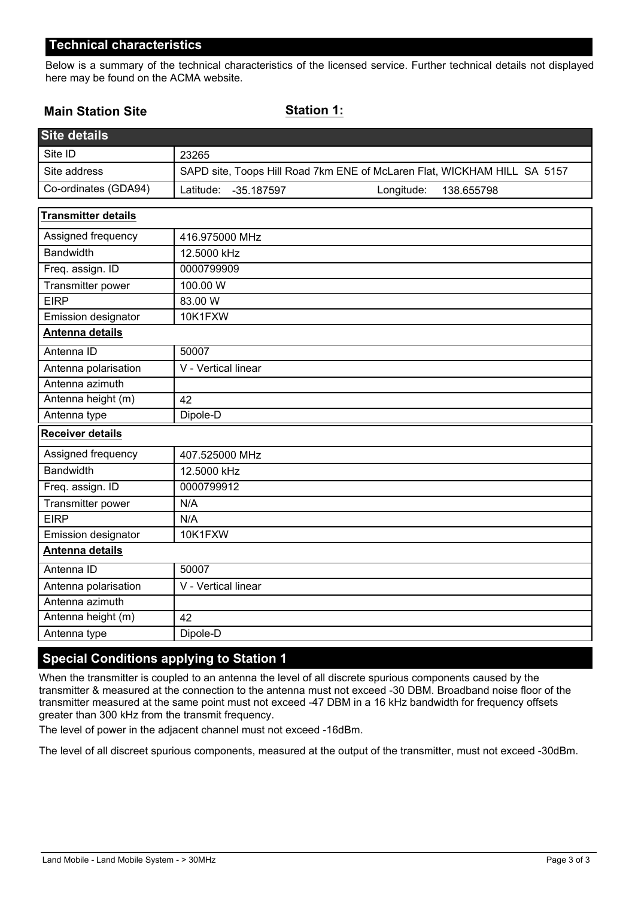## Technical characteristics

Below is a summary of the technical characteristics of the licensed service. Further technical details not displayed here may be found on the ACMA website.

**Main Station Site** **Station 1:**

### Site details

| | |
|---|---|
| Site ID | 23265 |
| Site address | SAPD site, Toops Hill Road 7km ENE of McLaren Flat, WICKHAM HILL SA 5157 |
| Co-ordinates (GDA94) | Latitude: -35.187597 Longitude: 138.655798 |

| **Transmitter details** | |
|---|---|
| Assigned frequency | 416.975000 MHz |
| Bandwidth | 12.5000 kHz |
| Freq. assign. ID | 0000799909 |
| Transmitter power | 100.00 W |
| EIRP | 83.00 W |
| Emission designator | 10K1FXW |
| **Antenna details** | |
| Antenna ID | 50007 |
| Antenna polarisation | V - Vertical linear |
| Antenna azimuth | |
| Antenna height (m) | 42 |
| Antenna type | Dipole-D |
| **Receiver details** | |
| Assigned frequency | 407.525000 MHz |
| Bandwidth | 12.5000 kHz |
| Freq. assign. ID | 0000799912 |
| Transmitter power | N/A |
| EIRP | N/A |
| Emission designator | 10K1FXW |
| **Antenna details** | |
| Antenna ID | 50007 |
| Antenna polarisation | V - Vertical linear |
| Antenna azimuth | |
| Antenna height (m) | 42 |
| Antenna type | Dipole-D |

## Special Conditions applying to Station 1

When the transmitter is coupled to an antenna the level of all discrete spurious components caused by the transmitter & measured at the connection to the antenna must not exceed -30 DBM. Broadband noise floor of the transmitter measured at the same point must not exceed -47 DBM in a 16 kHz bandwidth for frequency offsets greater than 300 kHz from the transmit frequency.

The level of power in the adjacent channel must not exceed -16dBm.

The level of all discreet spurious components, measured at the output of the transmitter, must not exceed -30dBm.